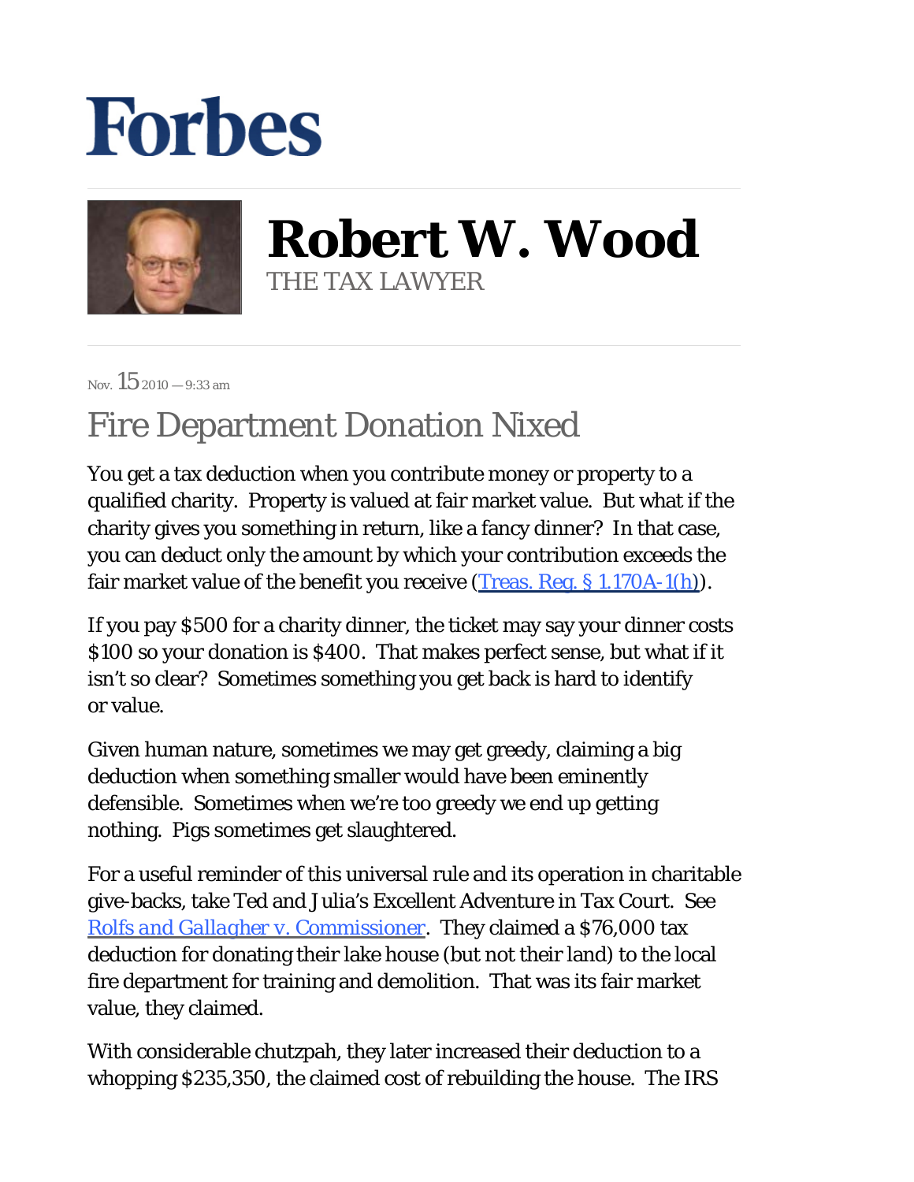# Forbes

## Robert W. Wood

THE TAX LAWYER

Nov. 15 2010 — 9:33 am

# Fire Department Donation Nixed

You get a tax deduction when you contribute money or property to a qualified charity. Property is valued at fair market value. But what if the charity gives you something in return, like a fancy dinner? In that case, you can deduct only the amount by which your contribution exceeds the fair market value of the benefit you receive (Treas. Reg. § 1.170A-1(h)).

If you pay $500 for a charity dinner, the ticket may say your dinner costs $100 so your donation is $400. That makes perfect sense, but what if it isn't so clear? Sometimes something you get back is hard to identify or value.

Given human nature, sometimes we may get greedy, claiming a big deduction when something smaller would have been eminently defensible. Sometimes when we're too greedy we end up getting nothing. Pigs sometimes get slaughtered.

For a useful reminder of this universal rule and its operation in charitable give-backs, take Ted and Julia's Excellent Adventure in Tax Court. See *Rolfs and Gallagher v. Commissioner*. They claimed a $76,000 tax deduction for donating their lake house (but not their land) to the local fire department for training and demolition. That was its fair market value, they claimed.

With considerable chutzpah, they later increased their deduction to a whopping $235,350, the claimed cost of rebuilding the house. The IRS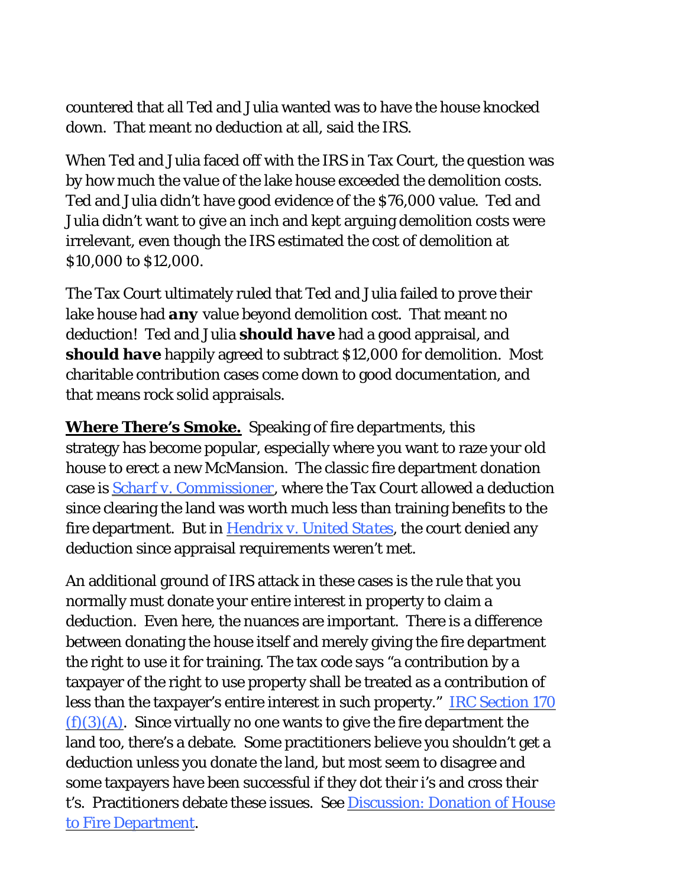countered that all Ted and Julia wanted was to have the house knocked down. That meant no deduction at all, said the IRS.

When Ted and Julia faced off with the IRS in Tax Court, the question was by how much the value of the lake house exceeded the demolition costs. Ted and Julia didn't have good evidence of the $76,000 value. Ted and Julia didn't want to give an inch and kept arguing demolition costs were irrelevant, even though the IRS estimated the cost of demolition at $10,000 to $12,000.

The Tax Court ultimately ruled that Ted and Julia failed to prove their lake house had ***any*** value beyond demolition cost. That meant no deduction! Ted and Julia **should have** had a good appraisal, and **should have** happily agreed to subtract $12,000 for demolition. Most charitable contribution cases come down to good documentation, and that means rock solid appraisals.

**Where There's Smoke.** Speaking of fire departments, this strategy has become popular, especially where you want to raze your old house to erect a new McMansion. The classic fire department donation case is *Scharf v. Commissioner*, where the Tax Court allowed a deduction since clearing the land was worth much less than training benefits to the fire department. But in *Hendrix v. United States*, the court denied any deduction since appraisal requirements weren't met.

An additional ground of IRS attack in these cases is the rule that you normally must donate your entire interest in property to claim a deduction. Even here, the nuances are important. There is a difference between donating the house itself and merely giving the fire department the right to use it for training. The tax code says "a contribution by a taxpayer of the right to use property shall be treated as a contribution of less than the taxpayer's entire interest in such property." IRC Section 170 (f)(3)(A). Since virtually no one wants to give the fire department the land too, there's a debate. Some practitioners believe you shouldn't get a deduction unless you donate the land, but most seem to disagree and some taxpayers have been successful if they dot their i's and cross their t's. Practitioners debate these issues. See Discussion: Donation of House to Fire Department.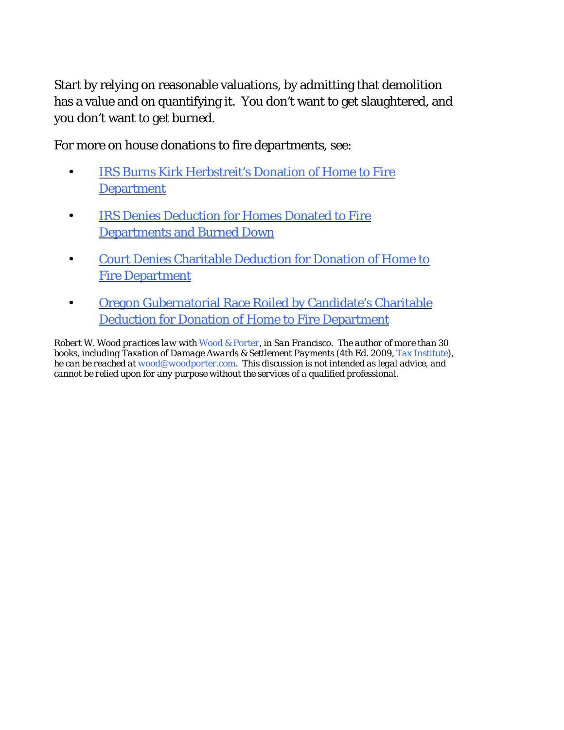Start by relying on reasonable valuations, by admitting that demolition has a value and on quantifying it. You don't want to get slaughtered, and you don't want to get burned.

For more on house donations to fire departments, see:

- IRS Burns Kirk Herbstreit's Donation of Home to Fire Department
- IRS Denies Deduction for Homes Donated to Fire Departments and Burned Down
- Court Denies Charitable Deduction for Donation of Home to Fire Department
- Oregon Gubernatorial Race Roiled by Candidate's Charitable Deduction for Donation of Home to Fire Department

*Robert W. Wood practices law with Wood & Porter, in San Francisco. The author of more than 30 books, including Taxation of Damage Awards & Settlement Payments (4th Ed. 2009, Tax Institute), he can be reached at wood@woodporter.com. This discussion is not intended as legal advice, and cannot be relied upon for any purpose without the services of a qualified professional.*